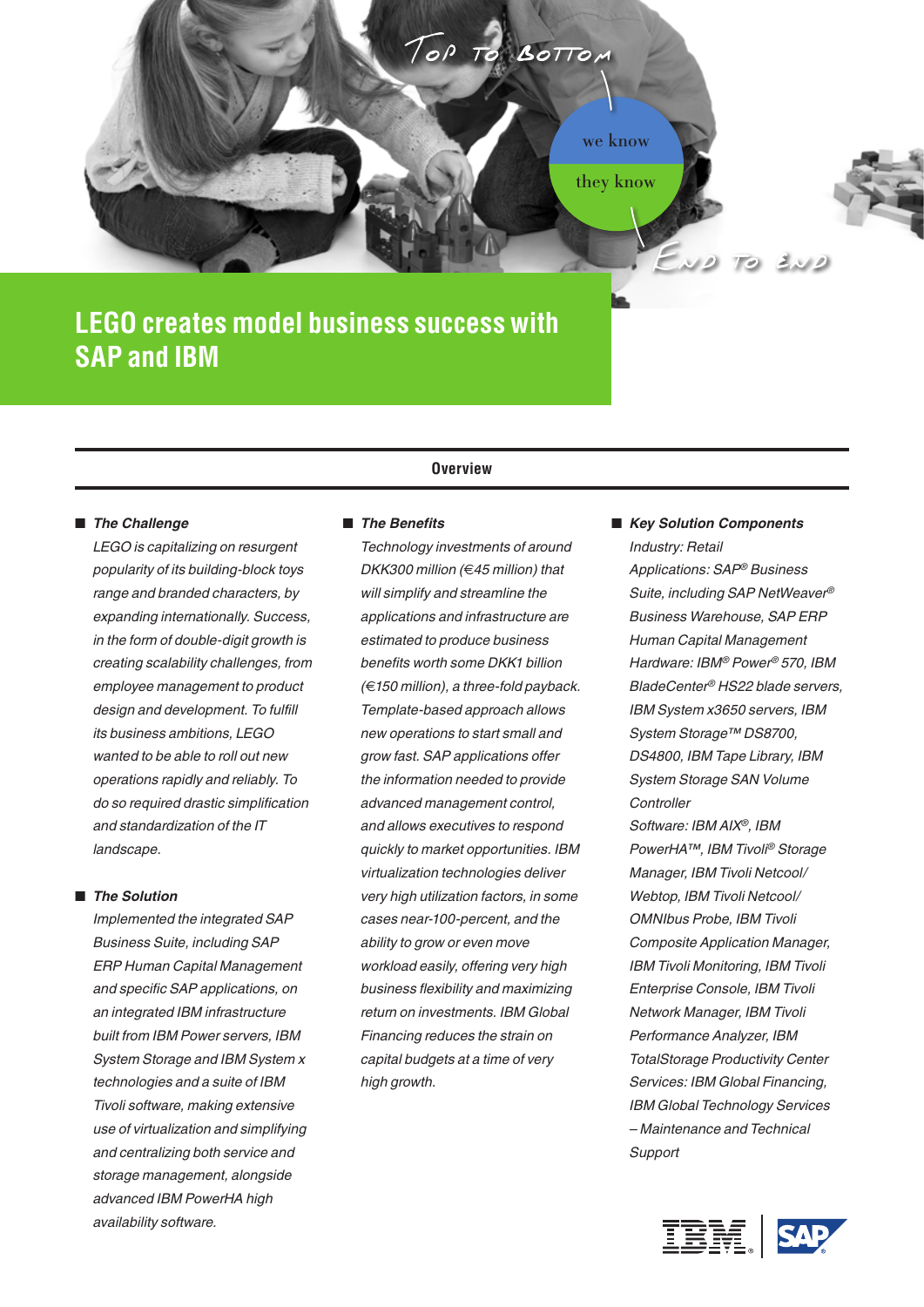Top to Bottom

we know

they know

End to End

# LEGO creates model business success with SAP and IBM

## Overview

### The Challenge

*LEGO is capitalizing on resurgent popularity of its building-block toys range and branded characters, by expanding internationally. Success, in the form of double-digit growth is creating scalability challenges, from employee management to product design and development. To fulfill its business ambitions, LEGO wanted to be able to roll out new operations rapidly and reliably. To do so required drastic simplification and standardization of the IT landscape.*

### The Solution

*Implemented the integrated SAP Business Suite, including SAP ERP Human Capital Management and specific SAP applications, on an integrated IBM infrastructure built from IBM Power servers, IBM System Storage and IBM System x technologies and a suite of IBM Tivoli software, making extensive use of virtualization and simplifying and centralizing both service and storage management, alongside advanced IBM PowerHA high availability software.*

### The Benefits

*Technology investments of around DKK300 million (€45 million) that will simplify and streamline the applications and infrastructure are estimated to produce business benefits worth some DKK1 billion (€150 million), a three-fold payback. Template-based approach allows new operations to start small and grow fast. SAP applications offer the information needed to provide advanced management control, and allows executives to respond quickly to market opportunities. IBM virtualization technologies deliver very high utilization factors, in some cases near-100-percent, and the ability to grow or even move workload easily, offering very high business flexibility and maximizing return on investments. IBM Global Financing reduces the strain on capital budgets at a time of very high growth.*

### Key Solution Components

*Industry: Retail*

*Applications: SAP® Business Suite, including SAP NetWeaver® Business Warehouse, SAP ERP Human Capital Management*

*Hardware: IBM® Power® 570, IBM BladeCenter® HS22 blade servers, IBM System x3650 servers, IBM System Storage™ DS8700, DS4800, IBM Tape Library, IBM System Storage SAN Volume Controller*

*Software: IBM AIX®, IBM PowerHA™, IBM Tivoli® Storage Manager, IBM Tivoli Netcool/Webtop, IBM Tivoli Netcool/OMNIbus Probe, IBM Tivoli Composite Application Manager, IBM Tivoli Monitoring, IBM Tivoli Enterprise Console, IBM Tivoli Network Manager, IBM Tivoli Performance Analyzer, IBM TotalStorage Productivity Center*

*Services: IBM Global Financing, IBM Global Technology Services – Maintenance and Technical Support*

IBM | SAP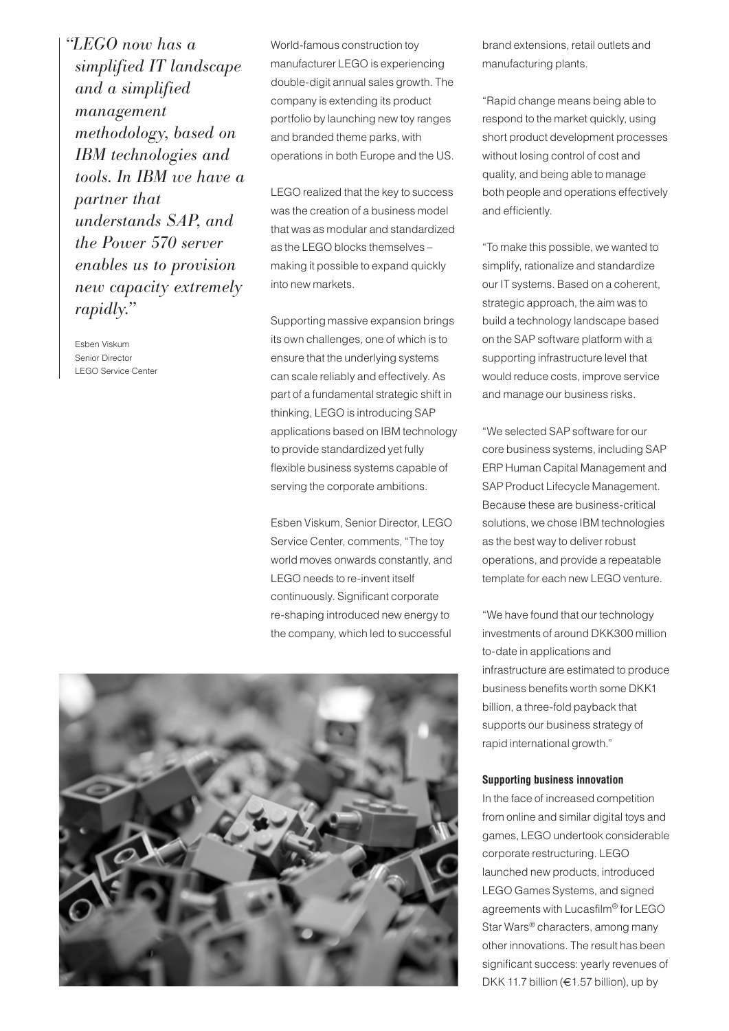*"LEGO now has a simplified IT landscape and a simplified management methodology, based on IBM technologies and tools. In IBM we have a partner that understands SAP, and the Power 570 server enables us to provision new capacity extremely rapidly."*

Esben Viskum
Senior Director
LEGO Service Center

World-famous construction toy manufacturer LEGO is experiencing double-digit annual sales growth. The company is extending its product portfolio by launching new toy ranges and branded theme parks, with operations in both Europe and the US.

LEGO realized that the key to success was the creation of a business model that was as modular and standardized as the LEGO blocks themselves – making it possible to expand quickly into new markets.

Supporting massive expansion brings its own challenges, one of which is to ensure that the underlying systems can scale reliably and effectively. As part of a fundamental strategic shift in thinking, LEGO is introducing SAP applications based on IBM technology to provide standardized yet fully flexible business systems capable of serving the corporate ambitions.

Esben Viskum, Senior Director, LEGO Service Center, comments, "The toy world moves onwards constantly, and LEGO needs to re-invent itself continuously. Significant corporate re-shaping introduced new energy to the company, which led to successful brand extensions, retail outlets and manufacturing plants.

"Rapid change means being able to respond to the market quickly, using short product development processes without losing control of cost and quality, and being able to manage both people and operations effectively and efficiently.

"To make this possible, we wanted to simplify, rationalize and standardize our IT systems. Based on a coherent, strategic approach, the aim was to build a technology landscape based on the SAP software platform with a supporting infrastructure level that would reduce costs, improve service and manage our business risks.

"We selected SAP software for our core business systems, including SAP ERP Human Capital Management and SAP Product Lifecycle Management. Because these are business-critical solutions, we chose IBM technologies as the best way to deliver robust operations, and provide a repeatable template for each new LEGO venture.

"We have found that our technology investments of around DKK300 million to-date in applications and infrastructure are estimated to produce business benefits worth some DKK1 billion, a three-fold payback that supports our business strategy of rapid international growth."

**Supporting business innovation**

In the face of increased competition from online and similar digital toys and games, LEGO undertook considerable corporate restructuring. LEGO launched new products, introduced LEGO Games Systems, and signed agreements with Lucasfilm® for LEGO Star Wars® characters, among many other innovations. The result has been significant success: yearly revenues of DKK 11.7 billion (€1.57 billion), up by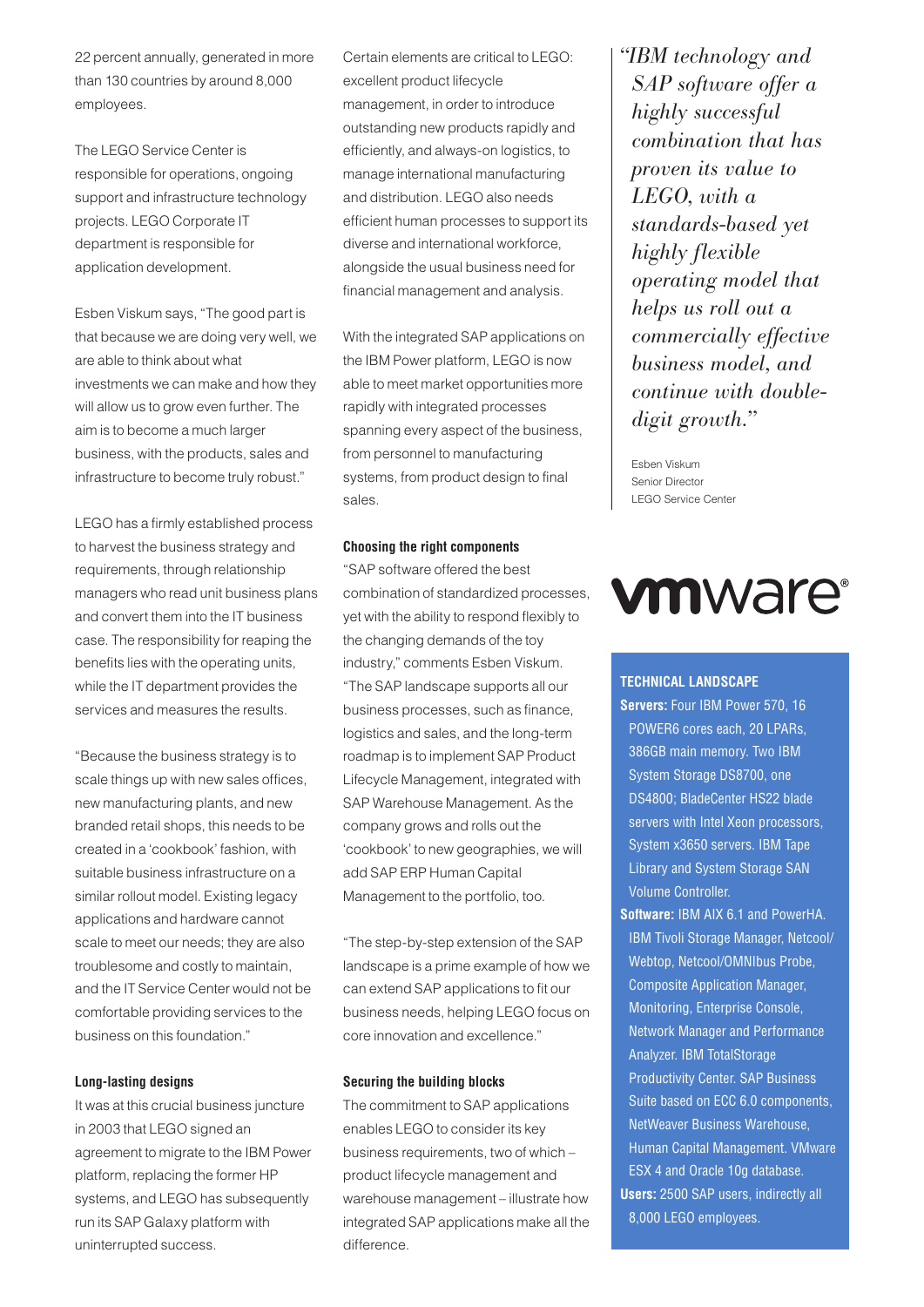22 percent annually, generated in more than 130 countries by around 8,000 employees.

The LEGO Service Center is responsible for operations, ongoing support and infrastructure technology projects. LEGO Corporate IT department is responsible for application development.

Esben Viskum says, "The good part is that because we are doing very well, we are able to think about what investments we can make and how they will allow us to grow even further. The aim is to become a much larger business, with the products, sales and infrastructure to become truly robust."

LEGO has a firmly established process to harvest the business strategy and requirements, through relationship managers who read unit business plans and convert them into the IT business case. The responsibility for reaping the benefits lies with the operating units, while the IT department provides the services and measures the results.

"Because the business strategy is to scale things up with new sales offices, new manufacturing plants, and new branded retail shops, this needs to be created in a 'cookbook' fashion, with suitable business infrastructure on a similar rollout model. Existing legacy applications and hardware cannot scale to meet our needs; they are also troublesome and costly to maintain, and the IT Service Center would not be comfortable providing services to the business on this foundation."

**Long-lasting designs**

It was at this crucial business juncture in 2003 that LEGO signed an agreement to migrate to the IBM Power platform, replacing the former HP systems, and LEGO has subsequently run its SAP Galaxy platform with uninterrupted success.

Certain elements are critical to LEGO: excellent product lifecycle management, in order to introduce outstanding new products rapidly and efficiently, and always-on logistics, to manage international manufacturing and distribution. LEGO also needs efficient human processes to support its diverse and international workforce, alongside the usual business need for financial management and analysis.

With the integrated SAP applications on the IBM Power platform, LEGO is now able to meet market opportunities more rapidly with integrated processes spanning every aspect of the business, from personnel to manufacturing systems, from product design to final sales.

**Choosing the right components**

"SAP software offered the best combination of standardized processes, yet with the ability to respond flexibly to the changing demands of the toy industry," comments Esben Viskum. "The SAP landscape supports all our business processes, such as finance, logistics and sales, and the long-term roadmap is to implement SAP Product Lifecycle Management, integrated with SAP Warehouse Management. As the company grows and rolls out the 'cookbook' to new geographies, we will add SAP ERP Human Capital Management to the portfolio, too.

"The step-by-step extension of the SAP landscape is a prime example of how we can extend SAP applications to fit our business needs, helping LEGO focus on core innovation and excellence."

**Securing the building blocks**

The commitment to SAP applications enables LEGO to consider its key business requirements, two of which – product lifecycle management and warehouse management – illustrate how integrated SAP applications make all the difference.

*"IBM technology and SAP software offer a highly successful combination that has proven its value to LEGO, with a standards-based yet highly flexible operating model that helps us roll out a commercially effective business model, and continue with double-digit growth."*

Esben Viskum
Senior Director
LEGO Service Center

vmware®

**TECHNICAL LANDSCAPE**

**Servers:** Four IBM Power 570, 16 POWER6 cores each, 20 LPARs, 386GB main memory. Two IBM System Storage DS8700, one DS4800; BladeCenter HS22 blade servers with Intel Xeon processors, System x3650 servers. IBM Tape Library and System Storage SAN Volume Controller.

**Software:** IBM AIX 6.1 and PowerHA. IBM Tivoli Storage Manager, Netcool/Webtop, Netcool/OMNIbus Probe, Composite Application Manager, Monitoring, Enterprise Console, Network Manager and Performance Analyzer. IBM TotalStorage Productivity Center. SAP Business Suite based on ECC 6.0 components, NetWeaver Business Warehouse, Human Capital Management. VMware ESX 4 and Oracle 10g database.

**Users:** 2500 SAP users, indirectly all 8,000 LEGO employees.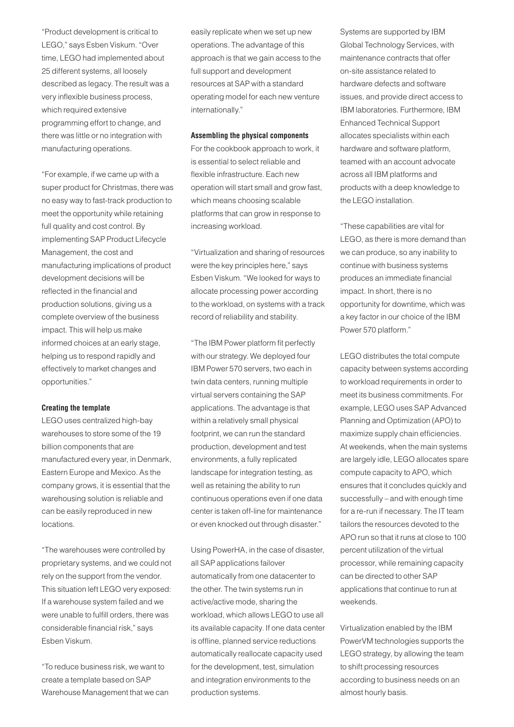"Product development is critical to LEGO," says Esben Viskum. "Over time, LEGO had implemented about 25 different systems, all loosely described as legacy. The result was a very inflexible business process, which required extensive programming effort to change, and there was little or no integration with manufacturing operations.

"For example, if we came up with a super product for Christmas, there was no easy way to fast-track production to meet the opportunity while retaining full quality and cost control. By implementing SAP Product Lifecycle Management, the cost and manufacturing implications of product development decisions will be reflected in the financial and production solutions, giving us a complete overview of the business impact. This will help us make informed choices at an early stage, helping us to respond rapidly and effectively to market changes and opportunities."

### Creating the template

LEGO uses centralized high-bay warehouses to store some of the 19 billion components that are manufactured every year, in Denmark, Eastern Europe and Mexico. As the company grows, it is essential that the warehousing solution is reliable and can be easily reproduced in new locations.

"The warehouses were controlled by proprietary systems, and we could not rely on the support from the vendor. This situation left LEGO very exposed: If a warehouse system failed and we were unable to fulfill orders, there was considerable financial risk," says Esben Viskum.

"To reduce business risk, we want to create a template based on SAP Warehouse Management that we can easily replicate when we set up new operations. The advantage of this approach is that we gain access to the full support and development resources at SAP with a standard operating model for each new venture internationally."

### Assembling the physical components

For the cookbook approach to work, it is essential to select reliable and flexible infrastructure. Each new operation will start small and grow fast, which means choosing scalable platforms that can grow in response to increasing workload.

"Virtualization and sharing of resources were the key principles here," says Esben Viskum. "We looked for ways to allocate processing power according to the workload, on systems with a track record of reliability and stability.

"The IBM Power platform fit perfectly with our strategy. We deployed four IBM Power 570 servers, two each in twin data centers, running multiple virtual servers containing the SAP applications. The advantage is that within a relatively small physical footprint, we can run the standard production, development and test environments, a fully replicated landscape for integration testing, as well as retaining the ability to run continuous operations even if one data center is taken off-line for maintenance or even knocked out through disaster."

Using PowerHA, in the case of disaster, all SAP applications failover automatically from one datacenter to the other. The twin systems run in active/active mode, sharing the workload, which allows LEGO to use all its available capacity. If one data center is offline, planned service reductions automatically reallocate capacity used for the development, test, simulation and integration environments to the production systems.

Systems are supported by IBM Global Technology Services, with maintenance contracts that offer on-site assistance related to hardware defects and software issues, and provide direct access to IBM laboratories. Furthermore, IBM Enhanced Technical Support allocates specialists within each hardware and software platform, teamed with an account advocate across all IBM platforms and products with a deep knowledge to the LEGO installation.

"These capabilities are vital for LEGO, as there is more demand than we can produce, so any inability to continue with business systems produces an immediate financial impact. In short, there is no opportunity for downtime, which was a key factor in our choice of the IBM Power 570 platform."

LEGO distributes the total compute capacity between systems according to workload requirements in order to meet its business commitments. For example, LEGO uses SAP Advanced Planning and Optimization (APO) to maximize supply chain efficiencies. At weekends, when the main systems are largely idle, LEGO allocates spare compute capacity to APO, which ensures that it concludes quickly and successfully – and with enough time for a re-run if necessary. The IT team tailors the resources devoted to the APO run so that it runs at close to 100 percent utilization of the virtual processor, while remaining capacity can be directed to other SAP applications that continue to run at weekends.

Virtualization enabled by the IBM PowerVM technologies supports the LEGO strategy, by allowing the team to shift processing resources according to business needs on an almost hourly basis.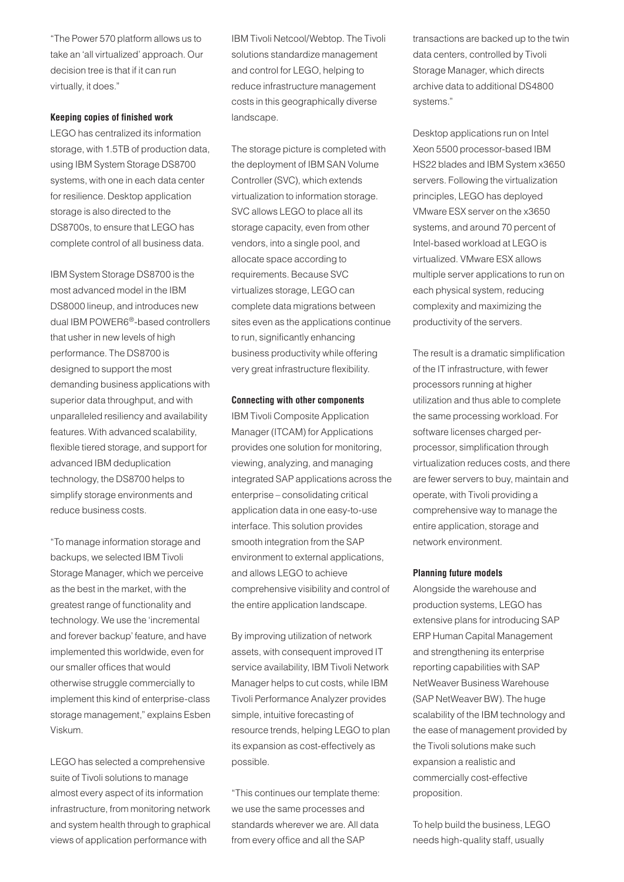"The Power 570 platform allows us to take an 'all virtualized' approach. Our decision tree is that if it can run virtually, it does."

### Keeping copies of finished work

LEGO has centralized its information storage, with 1.5TB of production data, using IBM System Storage DS8700 systems, with one in each data center for resilience. Desktop application storage is also directed to the DS8700s, to ensure that LEGO has complete control of all business data.

IBM System Storage DS8700 is the most advanced model in the IBM DS8000 lineup, and introduces new dual IBM POWER6®-based controllers that usher in new levels of high performance. The DS8700 is designed to support the most demanding business applications with superior data throughput, and with unparalleled resiliency and availability features. With advanced scalability, flexible tiered storage, and support for advanced IBM deduplication technology, the DS8700 helps to simplify storage environments and reduce business costs.

"To manage information storage and backups, we selected IBM Tivoli Storage Manager, which we perceive as the best in the market, with the greatest range of functionality and technology. We use the 'incremental and forever backup' feature, and have implemented this worldwide, even for our smaller offices that would otherwise struggle commercially to implement this kind of enterprise-class storage management," explains Esben Viskum.

LEGO has selected a comprehensive suite of Tivoli solutions to manage almost every aspect of its information infrastructure, from monitoring network and system health through to graphical views of application performance with IBM Tivoli Netcool/Webtop. The Tivoli solutions standardize management and control for LEGO, helping to reduce infrastructure management costs in this geographically diverse landscape.

The storage picture is completed with the deployment of IBM SAN Volume Controller (SVC), which extends virtualization to information storage. SVC allows LEGO to place all its storage capacity, even from other vendors, into a single pool, and allocate space according to requirements. Because SVC virtualizes storage, LEGO can complete data migrations between sites even as the applications continue to run, significantly enhancing business productivity while offering very great infrastructure flexibility.

### Connecting with other components

IBM Tivoli Composite Application Manager (ITCAM) for Applications provides one solution for monitoring, viewing, analyzing, and managing integrated SAP applications across the enterprise – consolidating critical application data in one easy-to-use interface. This solution provides smooth integration from the SAP environment to external applications, and allows LEGO to achieve comprehensive visibility and control of the entire application landscape.

By improving utilization of network assets, with consequent improved IT service availability, IBM Tivoli Network Manager helps to cut costs, while IBM Tivoli Performance Analyzer provides simple, intuitive forecasting of resource trends, helping LEGO to plan its expansion as cost-effectively as possible.

"This continues our template theme: we use the same processes and standards wherever we are. All data from every office and all the SAP transactions are backed up to the twin data centers, controlled by Tivoli Storage Manager, which directs archive data to additional DS4800 systems."

Desktop applications run on Intel Xeon 5500 processor-based IBM HS22 blades and IBM System x3650 servers. Following the virtualization principles, LEGO has deployed VMware ESX server on the x3650 systems, and around 70 percent of Intel-based workload at LEGO is virtualized. VMware ESX allows multiple server applications to run on each physical system, reducing complexity and maximizing the productivity of the servers.

The result is a dramatic simplification of the IT infrastructure, with fewer processors running at higher utilization and thus able to complete the same processing workload. For software licenses charged per-processor, simplification through virtualization reduces costs, and there are fewer servers to buy, maintain and operate, with Tivoli providing a comprehensive way to manage the entire application, storage and network environment.

### Planning future models

Alongside the warehouse and production systems, LEGO has extensive plans for introducing SAP ERP Human Capital Management and strengthening its enterprise reporting capabilities with SAP NetWeaver Business Warehouse (SAP NetWeaver BW). The huge scalability of the IBM technology and the ease of management provided by the Tivoli solutions make such expansion a realistic and commercially cost-effective proposition.

To help build the business, LEGO needs high-quality staff, usually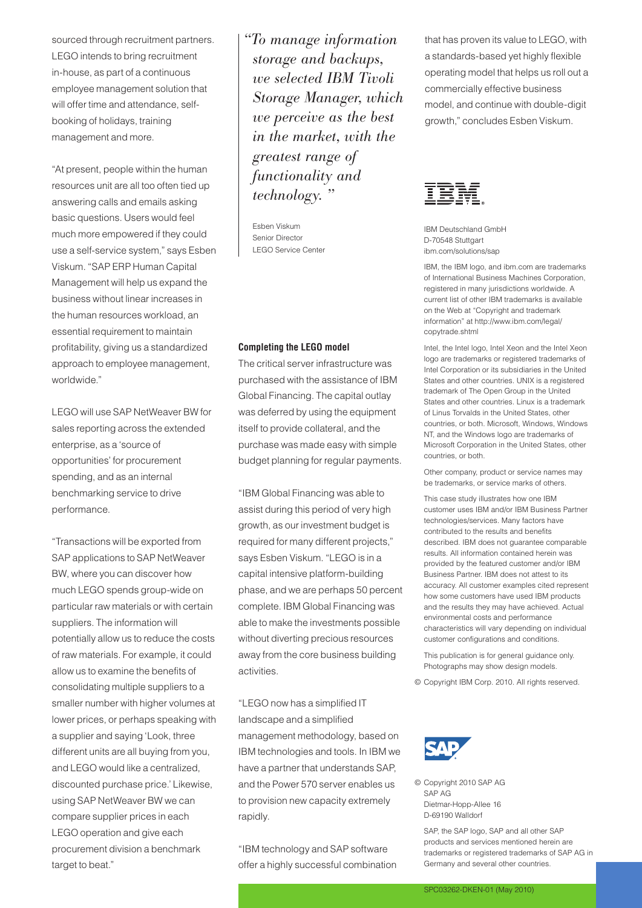sourced through recruitment partners. LEGO intends to bring recruitment in-house, as part of a continuous employee management solution that will offer time and attendance, self-booking of holidays, training management and more.

"At present, people within the human resources unit are all too often tied up answering calls and emails asking basic questions. Users would feel much more empowered if they could use a self-service system," says Esben Viskum. "SAP ERP Human Capital Management will help us expand the business without linear increases in the human resources workload, an essential requirement to maintain profitability, giving us a standardized approach to employee management, worldwide."

LEGO will use SAP NetWeaver BW for sales reporting across the extended enterprise, as a 'source of opportunities' for procurement spending, and as an internal benchmarking service to drive performance.

"Transactions will be exported from SAP applications to SAP NetWeaver BW, where you can discover how much LEGO spends group-wide on particular raw materials or with certain suppliers. The information will potentially allow us to reduce the costs of raw materials. For example, it could allow us to examine the benefits of consolidating multiple suppliers to a smaller number with higher volumes at lower prices, or perhaps speaking with a supplier and saying 'Look, three different units are all buying from you, and LEGO would like a centralized, discounted purchase price.' Likewise, using SAP NetWeaver BW we can compare supplier prices in each LEGO operation and give each procurement division a benchmark target to beat."

*"To manage information storage and backups, we selected IBM Tivoli Storage Manager, which we perceive as the best in the market, with the greatest range of functionality and technology."*

Esben Viskum
Senior Director
LEGO Service Center

**Completing the LEGO model**

The critical server infrastructure was purchased with the assistance of IBM Global Financing. The capital outlay was deferred by using the equipment itself to provide collateral, and the purchase was made easy with simple budget planning for regular payments.

"IBM Global Financing was able to assist during this period of very high growth, as our investment budget is required for many different projects," says Esben Viskum. "LEGO is in a capital intensive platform-building phase, and we are perhaps 50 percent complete. IBM Global Financing was able to make the investments possible without diverting precious resources away from the core business building activities.

"LEGO now has a simplified IT landscape and a simplified management methodology, based on IBM technologies and tools. In IBM we have a partner that understands SAP, and the Power 570 server enables us to provision new capacity extremely rapidly.

"IBM technology and SAP software offer a highly successful combination that has proven its value to LEGO, with a standards-based yet highly flexible operating model that helps us roll out a commercially effective business model, and continue with double-digit growth," concludes Esben Viskum.

IBM

IBM Deutschland GmbH
D-70548 Stuttgart
ibm.com/solutions/sap

IBM, the IBM logo, and ibm.com are trademarks of International Business Machines Corporation, registered in many jurisdictions worldwide. A current list of other IBM trademarks is available on the Web at "Copyright and trademark information" at http://www.ibm.com/legal/copytrade.shtml

Intel, the Intel logo, Intel Xeon and the Intel Xeon logo are trademarks or registered trademarks of Intel Corporation or its subsidiaries in the United States and other countries. UNIX is a registered trademark of The Open Group in the United States and other countries. Linux is a trademark of Linus Torvalds in the United States, other countries, or both. Microsoft, Windows, Windows NT, and the Windows logo are trademarks of Microsoft Corporation in the United States, other countries, or both.

Other company, product or service names may be trademarks, or service marks of others.

This case study illustrates how one IBM customer uses IBM and/or IBM Business Partner technologies/services. Many factors have contributed to the results and benefits described. IBM does not guarantee comparable results. All information contained herein was provided by the featured customer and/or IBM Business Partner. IBM does not attest to its accuracy. All customer examples cited represent how some customers have used IBM products and the results they may have achieved. Actual environmental costs and performance characteristics will vary depending on individual customer configurations and conditions.

This publication is for general guidance only. Photographs may show design models.

© Copyright IBM Corp. 2010. All rights reserved.

SAP

© Copyright 2010 SAP AG
SAP AG
Dietmar-Hopp-Allee 16
D-69190 Walldorf

SAP, the SAP logo, SAP and all other SAP products and services mentioned herein are trademarks or registered trademarks of SAP AG in Germany and several other countries.

SPC03262-DKEN-01 (May 2010)